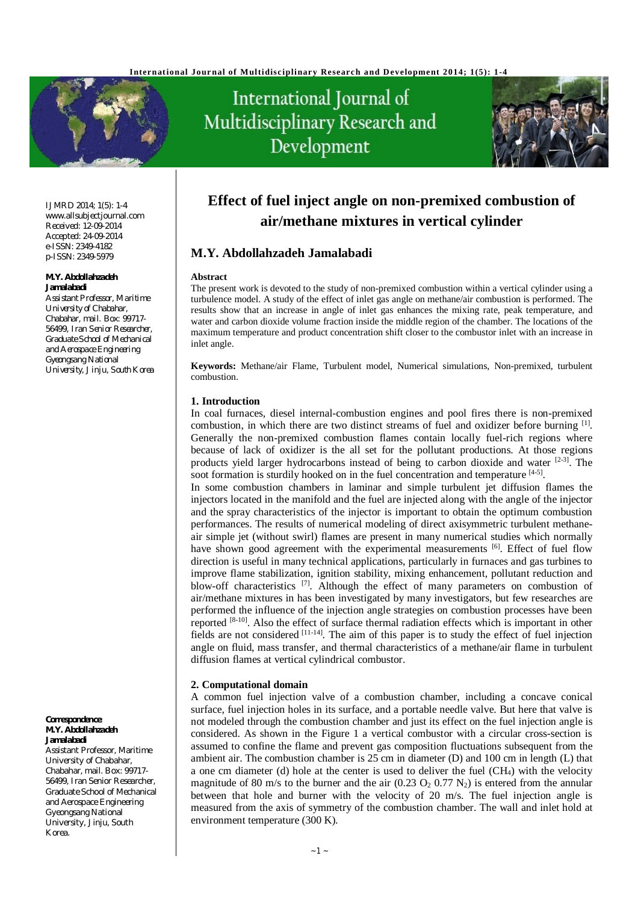# Effect of fuel inject angle on non-premixed combustion of air/methane mixtures in vertical cylinder

IJMRD 2014; 1(5): 1-4
www.allsubjectjournal.com
Received: 12-09-2014
Accepted: 24-09-2014
e-ISSN: 2349-4182
p-ISSN: 2349-5979

**M.Y. Abdollahzadeh Jamalabadi**
Assistant Professor, Maritime University of Chabahar, Chabahar, mail. Box: 99717-56499, Iran Senior Researcher, Graduate School of Mechanical and Aerospace Engineering Gyeongsang National University, Jinju, South Korea

**Correspondence:**
**M.Y. Abdollahzadeh Jamalabadi**
Assistant Professor, Maritime University of Chabahar, Chabahar, mail. Box: 99717-56499, Iran Senior Researcher, Graduate School of Mechanical and Aerospace Engineering Gyeongsang National University, Jinju, South Korea.

## M.Y. Abdollahzadeh Jamalabadi

**Abstract**

The present work is devoted to the study of non-premixed combustion within a vertical cylinder using a turbulence model. A study of the effect of inlet gas angle on methane/air combustion is performed. The results show that an increase in angle of inlet gas enhances the mixing rate, peak temperature, and water and carbon dioxide volume fraction inside the middle region of the chamber. The locations of the maximum temperature and product concentration shift closer to the combustor inlet with an increase in inlet angle.

**Keywords:** Methane/air Flame, Turbulent model, Numerical simulations, Non-premixed, turbulent combustion.

### 1. Introduction

In coal furnaces, diesel internal-combustion engines and pool fires there is non-premixed combustion, in which there are two distinct streams of fuel and oxidizer before burning [1]. Generally the non-premixed combustion flames contain locally fuel-rich regions where because of lack of oxidizer is the all set for the pollutant productions. At those regions products yield larger hydrocarbons instead of being to carbon dioxide and water [2-3]. The soot formation is sturdily hooked on in the fuel concentration and temperature [4-5].

In some combustion chambers in laminar and simple turbulent jet diffusion flames the injectors located in the manifold and the fuel are injected along with the angle of the injector and the spray characteristics of the injector is important to obtain the optimum combustion performances. The results of numerical modeling of direct axisymmetric turbulent methane-air simple jet (without swirl) flames are present in many numerical studies which normally have shown good agreement with the experimental measurements [6]. Effect of fuel flow direction is useful in many technical applications, particularly in furnaces and gas turbines to improve flame stabilization, ignition stability, mixing enhancement, pollutant reduction and blow-off characteristics [7]. Although the effect of many parameters on combustion of air/methane mixtures in has been investigated by many investigators, but few researches are performed the influence of the injection angle strategies on combustion processes have been reported [8-10]. Also the effect of surface thermal radiation effects which is important in other fields are not considered [11-14]. The aim of this paper is to study the effect of fuel injection angle on fluid, mass transfer, and thermal characteristics of a methane/air flame in turbulent diffusion flames at vertical cylindrical combustor.

### 2. Computational domain

A common fuel injection valve of a combustion chamber, including a concave conical surface, fuel injection holes in its surface, and a portable needle valve. But here that valve is not modeled through the combustion chamber and just its effect on the fuel injection angle is considered. As shown in the Figure 1 a vertical combustor with a circular cross-section is assumed to confine the flame and prevent gas composition fluctuations subsequent from the ambient air. The combustion chamber is 25 cm in diameter (D) and 100 cm in length (L) that a one cm diameter (d) hole at the center is used to deliver the fuel ($CH_4$) with the velocity magnitude of 80 m/s to the burner and the air ($0.23\ O_2$ $0.77\ N_2$) is entered from the annular between that hole and burner with the velocity of 20 m/s. The fuel injection angle is measured from the axis of symmetry of the combustion chamber. The wall and inlet hold at environment temperature (300 K).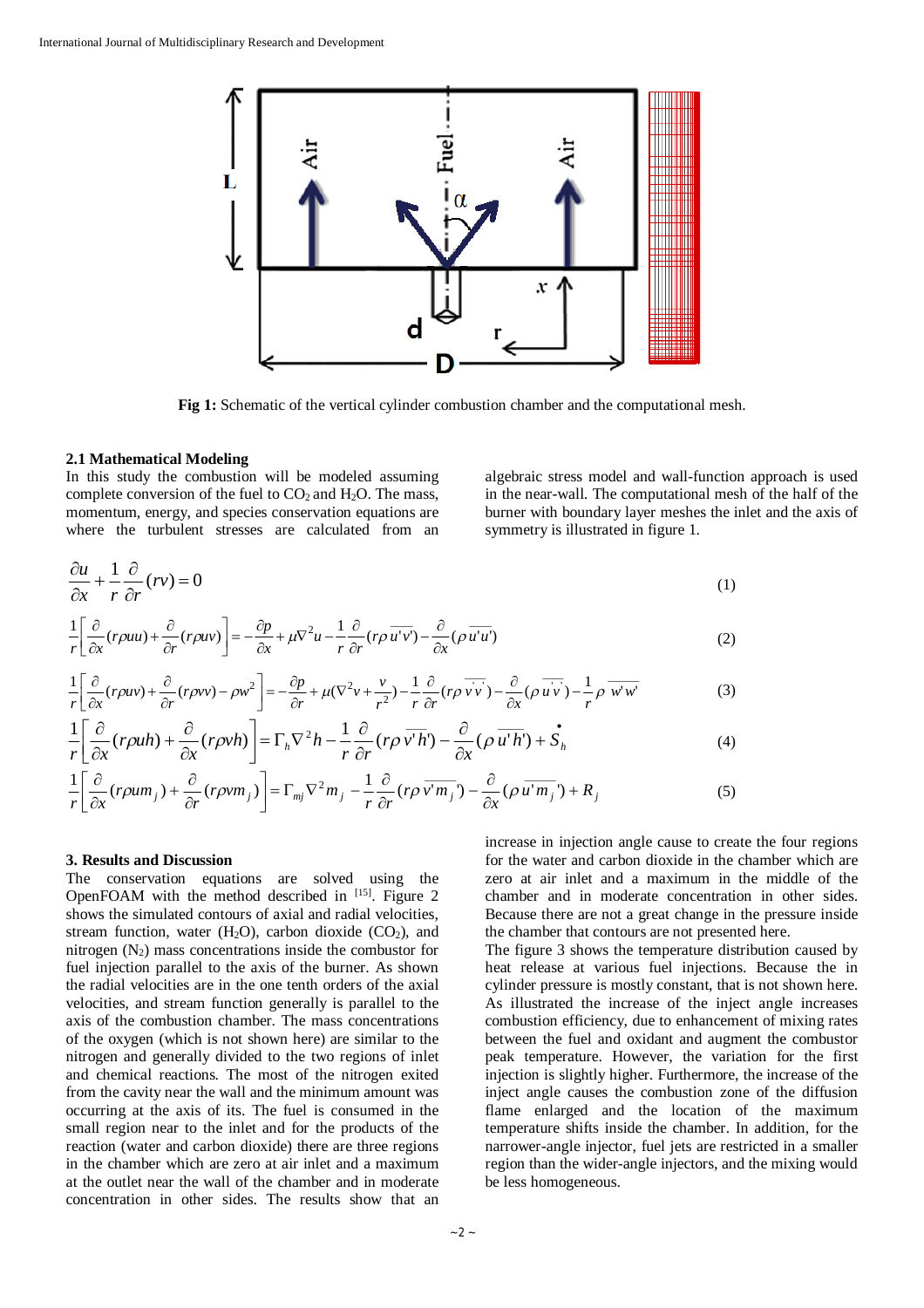Fig 1: Schematic of the vertical cylinder combustion chamber and the computational mesh.

### 2.1 Mathematical Modeling

In this study the combustion will be modeled assuming complete conversion of the fuel to $CO_2$ and $H_2O$. The mass, momentum, energy, and species conservation equations are where the turbulent stresses are calculated from an algebraic stress model and wall-function approach is used in the near-wall. The computational mesh of the half of the burner with boundary layer meshes the inlet and the axis of symmetry is illustrated in figure 1.

$$\frac{\partial u}{\partial x}+\frac{1}{r}\frac{\partial}{\partial r}(rv)=0 \tag{1}$$

$$\frac{1}{r}\left[\frac{\partial}{\partial x}(r\rho uu)+\frac{\partial}{\partial r}(r\rho uv)\right]=-\frac{\partial p}{\partial x}+\mu\nabla^2 u-\frac{1}{r}\frac{\partial}{\partial r}(r\rho\overline{u'v'})-\frac{\partial}{\partial x}(\rho\overline{u'u'}) \tag{2}$$

$$\frac{1}{r}\left[\frac{\partial}{\partial x}(r\rho uv)+\frac{\partial}{\partial r}(r\rho vv)-\rho w^2\right]=-\frac{\partial p}{\partial r}+\mu(\nabla^2 v+\frac{v}{r^2})-\frac{1}{r}\frac{\partial}{\partial r}(r\rho\overline{v'v'})-\frac{\partial}{\partial x}(\rho\overline{u'v'})-\frac{1}{r}\rho\overline{w'w'} \tag{3}$$

$$\frac{1}{r}\left[\frac{\partial}{\partial x}(r\rho uh)+\frac{\partial}{\partial x}(r\rho vh)\right]=\Gamma_h\nabla^2 h-\frac{1}{r}\frac{\partial}{\partial r}(r\rho\overline{v'h'})-\frac{\partial}{\partial x}(\rho\overline{u'h'})+\dot{S}_h \tag{4}$$

$$\frac{1}{r}\left[\frac{\partial}{\partial x}(r\rho u m_j)+\frac{\partial}{\partial r}(r\rho v m_j)\right]=\Gamma_{mj}\nabla^2 m_j-\frac{1}{r}\frac{\partial}{\partial r}(r\rho\overline{v'm_j'})-\frac{\partial}{\partial x}(\rho\overline{u'm_j'})+R_j \tag{5}$$

## 3. Results and Discussion

The conservation equations are solved using the OpenFOAM with the method described in [15]. Figure 2 shows the simulated contours of axial and radial velocities, stream function, water ($H_2O$), carbon dioxide ($CO_2$), and nitrogen ($N_2$) mass concentrations inside the combustor for fuel injection parallel to the axis of the burner. As shown the radial velocities are in the one tenth orders of the axial velocities, and stream function generally is parallel to the axis of the combustion chamber. The mass concentrations of the oxygen (which is not shown here) are similar to the nitrogen and generally divided to the two regions of inlet and chemical reactions. The most of the nitrogen exited from the cavity near the wall and the minimum amount was occurring at the axis of its. The fuel is consumed in the small region near to the inlet and for the products of the reaction (water and carbon dioxide) there are three regions in the chamber which are zero at air inlet and a maximum at the outlet near the wall of the chamber and in moderate concentration in other sides. The results show that an increase in injection angle cause to create the four regions for the water and carbon dioxide in the chamber which are zero at air inlet and a maximum in the middle of the chamber and in moderate concentration in other sides. Because there are not a great change in the pressure inside the chamber that contours are not presented here.

The figure 3 shows the temperature distribution caused by heat release at various fuel injections. Because the in cylinder pressure is mostly constant, that is not shown here. As illustrated the increase of the inject angle increases combustion efficiency, due to enhancement of mixing rates between the fuel and oxidant and augment the combustor peak temperature. However, the variation for the first injection is slightly higher. Furthermore, the increase of the inject angle causes the combustion zone of the diffusion flame enlarged and the location of the maximum temperature shifts inside the chamber. In addition, for the narrower-angle injector, fuel jets are restricted in a smaller region than the wider-angle injectors, and the mixing would be less homogeneous.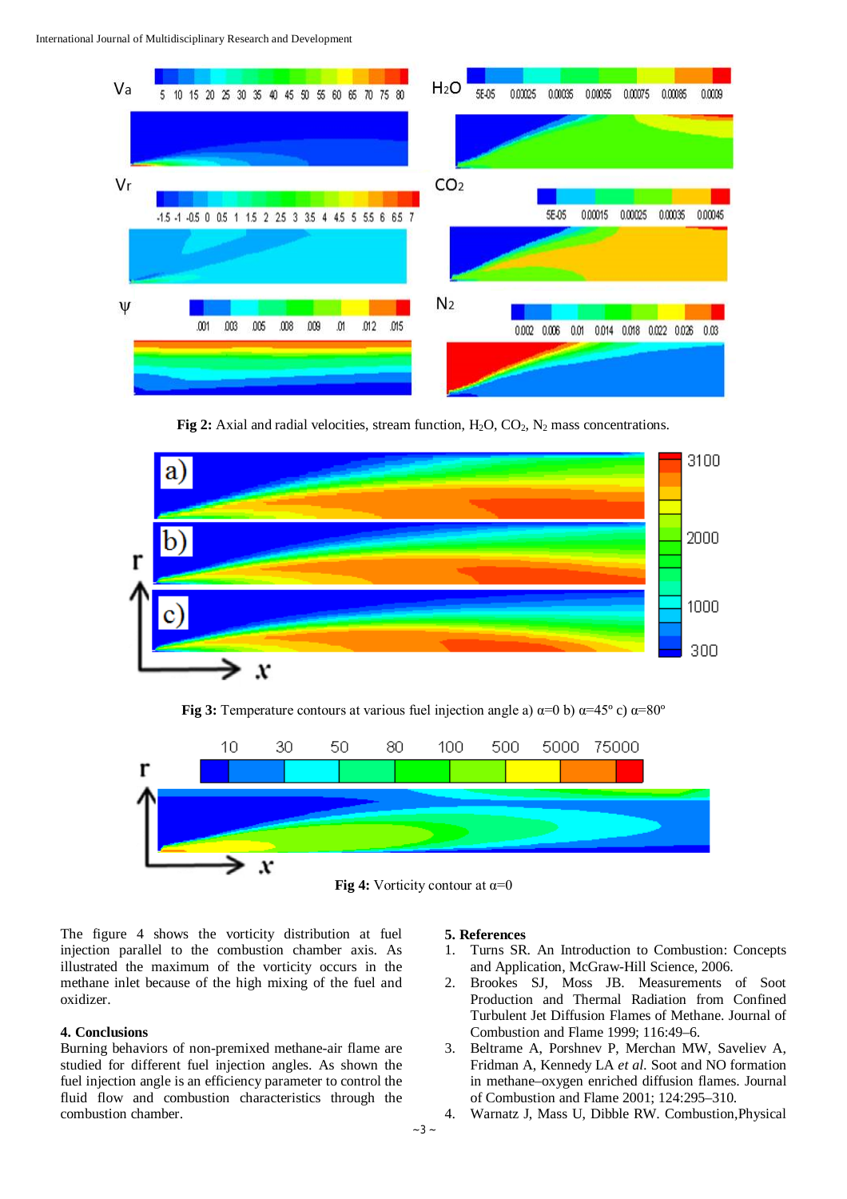**Fig 2:** Axial and radial velocities, stream function, $H_2O$, $CO_2$, $N_2$ mass concentrations.

**Fig 3:** Temperature contours at various fuel injection angle a) α=0 b) α=45º c) α=80º

**Fig 4:** Vorticity contour at α=0

The figure 4 shows the vorticity distribution at fuel injection parallel to the combustion chamber axis. As illustrated the maximum of the vorticity occurs in the methane inlet because of the high mixing of the fuel and oxidizer.

## 4. Conclusions

Burning behaviors of non-premixed methane-air flame are studied for different fuel injection angles. As shown the fuel injection angle is an efficiency parameter to control the fluid flow and combustion characteristics through the combustion chamber.

## 5. References

1. Turns SR. An Introduction to Combustion: Concepts and Application, McGraw-Hill Science, 2006.
2. Brookes SJ, Moss JB. Measurements of Soot Production and Thermal Radiation from Confined Turbulent Jet Diffusion Flames of Methane. Journal of Combustion and Flame 1999; 116:49–6.
3. Beltrame A, Porshnev P, Merchan MW, Saveliev A, Fridman A, Kennedy LA *et al.* Soot and NO formation in methane–oxygen enriched diffusion flames. Journal of Combustion and Flame 2001; 124:295–310.
4. Warnatz J, Mass U, Dibble RW. Combustion,Physical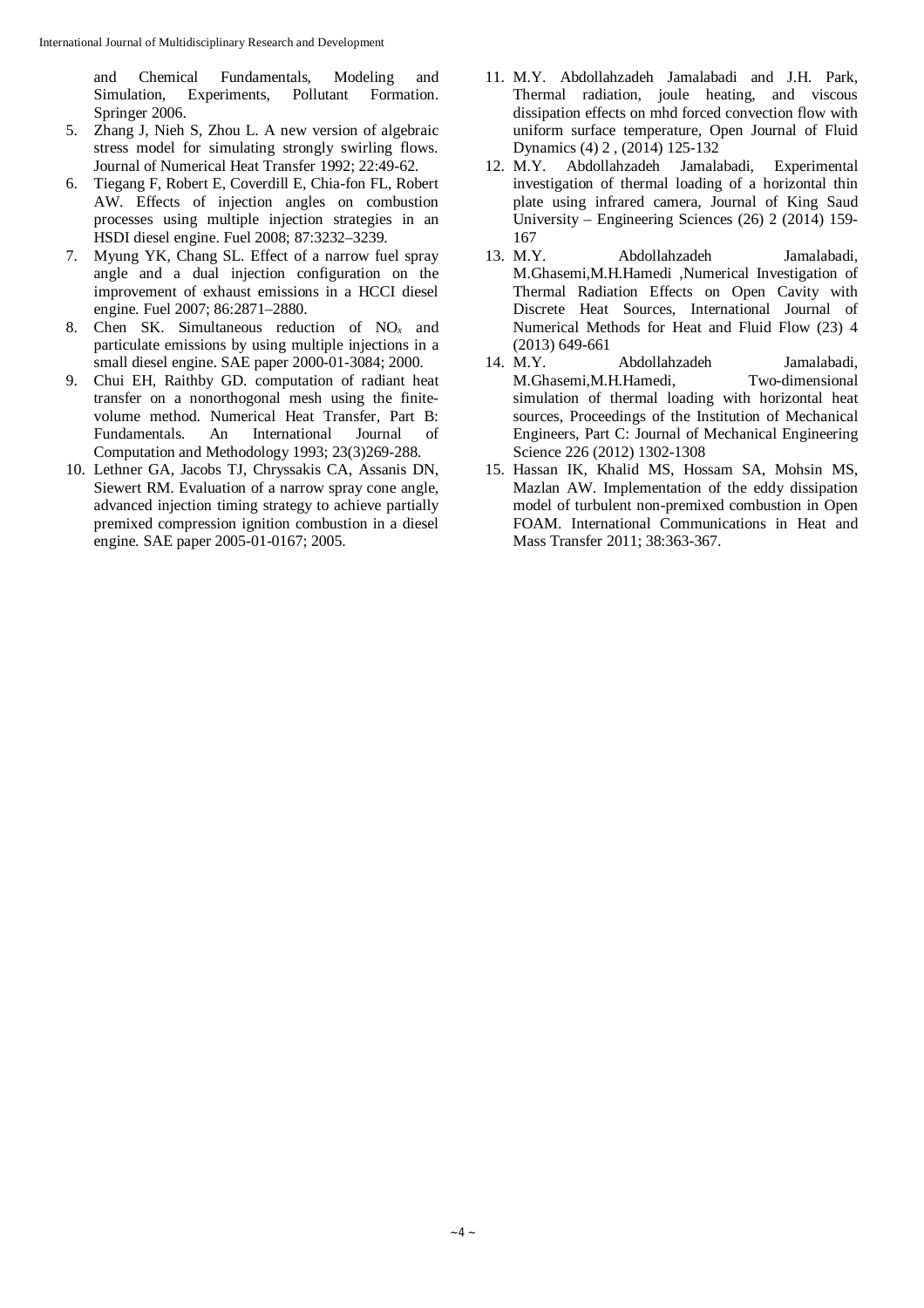and Chemical Fundamentals, Modeling and Simulation, Experiments, Pollutant Formation. Springer 2006.

5. Zhang J, Nieh S, Zhou L. A new version of algebraic stress model for simulating strongly swirling flows. Journal of Numerical Heat Transfer 1992; 22:49-62.
6. Tiegang F, Robert E, Coverdill E, Chia-fon FL, Robert AW. Effects of injection angles on combustion processes using multiple injection strategies in an HSDI diesel engine. Fuel 2008; 87:3232–3239.
7. Myung YK, Chang SL. Effect of a narrow fuel spray angle and a dual injection configuration on the improvement of exhaust emissions in a HCCI diesel engine. Fuel 2007; 86:2871–2880.
8. Chen SK. Simultaneous reduction of $NO_x$ and particulate emissions by using multiple injections in a small diesel engine. SAE paper 2000-01-3084; 2000.
9. Chui EH, Raithby GD. computation of radiant heat transfer on a nonorthogonal mesh using the finite-volume method. Numerical Heat Transfer, Part B: Fundamentals. An International Journal of Computation and Methodology 1993; 23(3)269-288.
10. Lethner GA, Jacobs TJ, Chryssakis CA, Assanis DN, Siewert RM. Evaluation of a narrow spray cone angle, advanced injection timing strategy to achieve partially premixed compression ignition combustion in a diesel engine. SAE paper 2005-01-0167; 2005.
11. M.Y. Abdollahzadeh Jamalabadi and J.H. Park, Thermal radiation, joule heating, and viscous dissipation effects on mhd forced convection flow with uniform surface temperature, Open Journal of Fluid Dynamics (4) 2 , (2014) 125-132
12. M.Y. Abdollahzadeh Jamalabadi, Experimental investigation of thermal loading of a horizontal thin plate using infrared camera, Journal of King Saud University – Engineering Sciences (26) 2 (2014) 159-167
13. M.Y. Abdollahzadeh Jamalabadi, M.Ghasemi,M.H.Hamedi ,Numerical Investigation of Thermal Radiation Effects on Open Cavity with Discrete Heat Sources, International Journal of Numerical Methods for Heat and Fluid Flow (23) 4 (2013) 649-661
14. M.Y. Abdollahzadeh Jamalabadi, M.Ghasemi,M.H.Hamedi, Two-dimensional simulation of thermal loading with horizontal heat sources, Proceedings of the Institution of Mechanical Engineers, Part C: Journal of Mechanical Engineering Science 226 (2012) 1302-1308
15. Hassan IK, Khalid MS, Hossam SA, Mohsin MS, Mazlan AW. Implementation of the eddy dissipation model of turbulent non-premixed combustion in Open FOAM. International Communications in Heat and Mass Transfer 2011; 38:363-367.